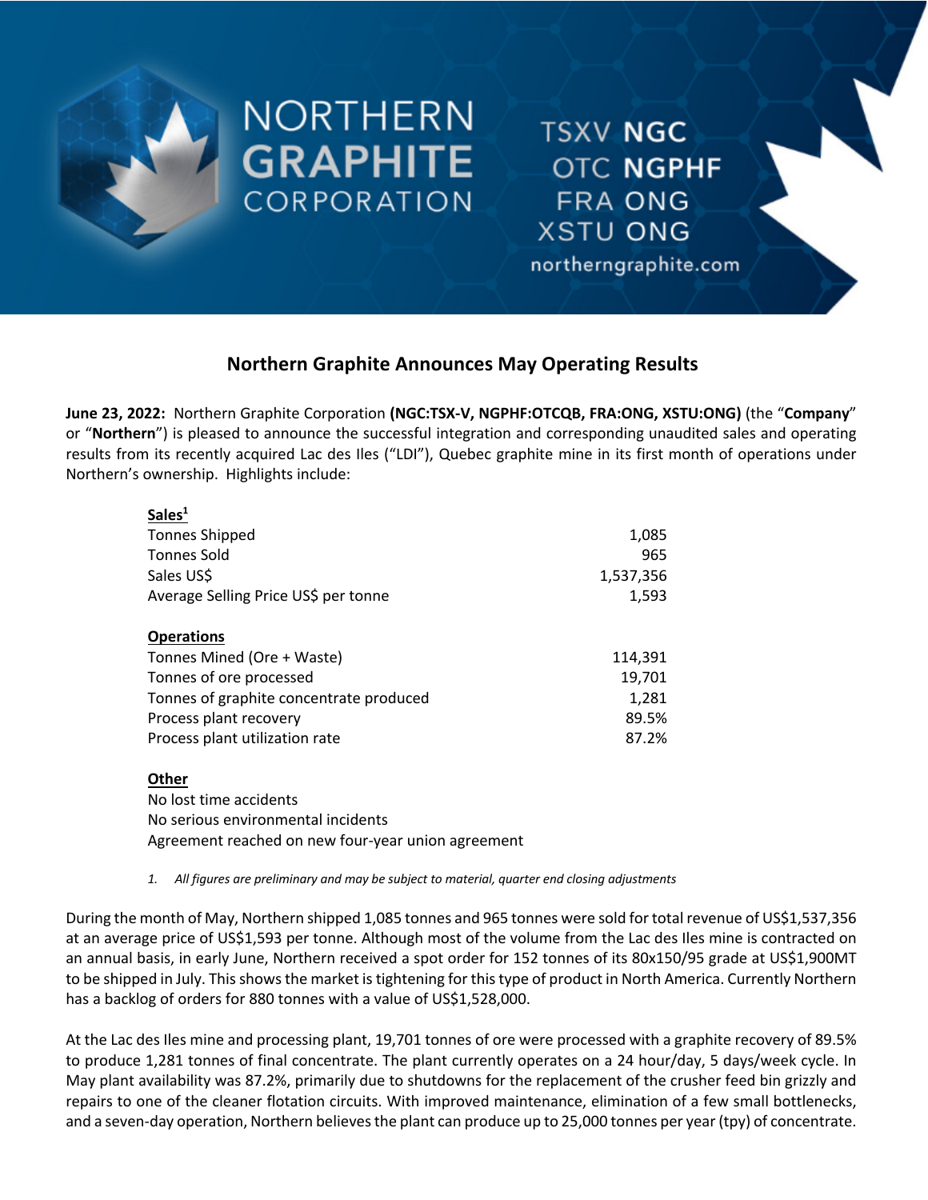NORTHERN GRAPHITE CORPORATION

TSXV **NGC**
OTC **NGPHF**
FRA ONG
XSTU ONG
northerngraphite.com

## Northern Graphite Announces May Operating Results

**June 23, 2022:** Northern Graphite Corporation **(NGC:TSX-V, NGPHF:OTCQB, FRA:ONG, XSTU:ONG)** (the "**Company**" or "**Northern**") is pleased to announce the successful integration and corresponding unaudited sales and operating results from its recently acquired Lac des Iles ("LDI"), Quebec graphite mine in its first month of operations under Northern's ownership. Highlights include:

| **Sales**[1] | |
|---|---|
| Tonnes Shipped | 1,085 |
| Tonnes Sold | 965 |
| Sales US$ | 1,537,356 |
| Average Selling Price US$ per tonne | 1,593 |
| **Operations** | |
| Tonnes Mined (Ore + Waste) | 114,391 |
| Tonnes of ore processed | 19,701 |
| Tonnes of graphite concentrate produced | 1,281 |
| Process plant recovery | 89.5% |
| Process plant utilization rate | 87.2% |

**Other**

No lost time accidents
No serious environmental incidents
Agreement reached on new four-year union agreement

1. *All figures are preliminary and may be subject to material, quarter end closing adjustments*

During the month of May, Northern shipped 1,085 tonnes and 965 tonnes were sold for total revenue of US$1,537,356 at an average price of US$1,593 per tonne. Although most of the volume from the Lac des Iles mine is contracted on an annual basis, in early June, Northern received a spot order for 152 tonnes of its 80x150/95 grade at US$1,900MT to be shipped in July. This shows the market is tightening for this type of product in North America. Currently Northern has a backlog of orders for 880 tonnes with a value of US$1,528,000.

At the Lac des Iles mine and processing plant, 19,701 tonnes of ore were processed with a graphite recovery of 89.5% to produce 1,281 tonnes of final concentrate. The plant currently operates on a 24 hour/day, 5 days/week cycle. In May plant availability was 87.2%, primarily due to shutdowns for the replacement of the crusher feed bin grizzly and repairs to one of the cleaner flotation circuits. With improved maintenance, elimination of a few small bottlenecks, and a seven-day operation, Northern believes the plant can produce up to 25,000 tonnes per year (tpy) of concentrate.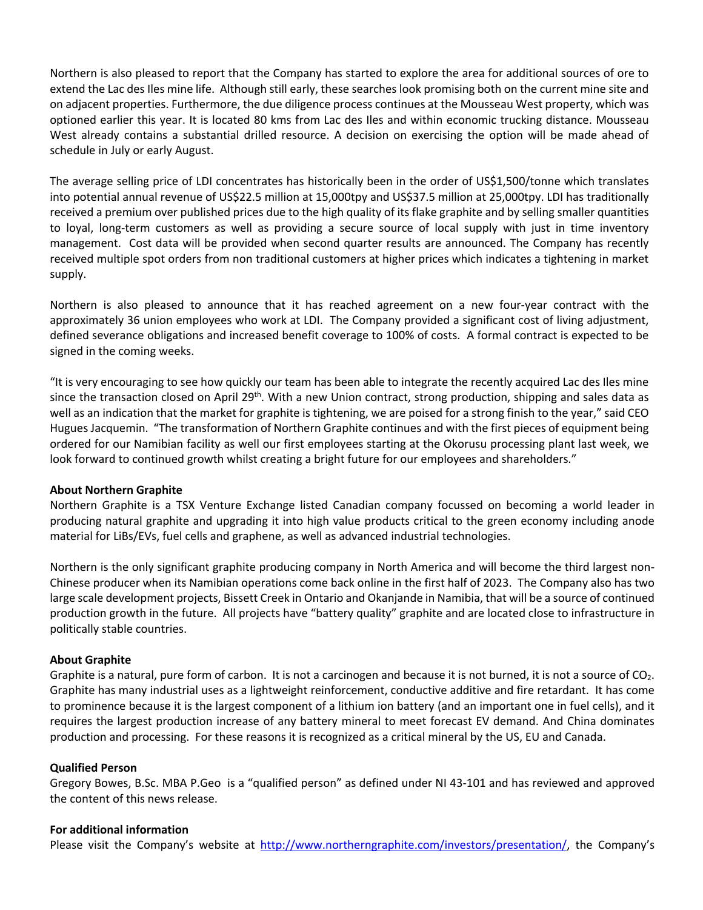Northern is also pleased to report that the Company has started to explore the area for additional sources of ore to extend the Lac des Iles mine life. Although still early, these searches look promising both on the current mine site and on adjacent properties. Furthermore, the due diligence process continues at the Mousseau West property, which was optioned earlier this year. It is located 80 kms from Lac des Iles and within economic trucking distance. Mousseau West already contains a substantial drilled resource. A decision on exercising the option will be made ahead of schedule in July or early August.

The average selling price of LDI concentrates has historically been in the order of US$1,500/tonne which translates into potential annual revenue of US$22.5 million at 15,000tpy and US$37.5 million at 25,000tpy. LDI has traditionally received a premium over published prices due to the high quality of its flake graphite and by selling smaller quantities to loyal, long-term customers as well as providing a secure source of local supply with just in time inventory management. Cost data will be provided when second quarter results are announced. The Company has recently received multiple spot orders from non traditional customers at higher prices which indicates a tightening in market supply.

Northern is also pleased to announce that it has reached agreement on a new four-year contract with the approximately 36 union employees who work at LDI. The Company provided a significant cost of living adjustment, defined severance obligations and increased benefit coverage to 100% of costs. A formal contract is expected to be signed in the coming weeks.

"It is very encouraging to see how quickly our team has been able to integrate the recently acquired Lac des Iles mine since the transaction closed on April 29th. With a new Union contract, strong production, shipping and sales data as well as an indication that the market for graphite is tightening, we are poised for a strong finish to the year," said CEO Hugues Jacquemin. "The transformation of Northern Graphite continues and with the first pieces of equipment being ordered for our Namibian facility as well our first employees starting at the Okorusu processing plant last week, we look forward to continued growth whilst creating a bright future for our employees and shareholders."

**About Northern Graphite**

Northern Graphite is a TSX Venture Exchange listed Canadian company focussed on becoming a world leader in producing natural graphite and upgrading it into high value products critical to the green economy including anode material for LiBs/EVs, fuel cells and graphene, as well as advanced industrial technologies.

Northern is the only significant graphite producing company in North America and will become the third largest non-Chinese producer when its Namibian operations come back online in the first half of 2023. The Company also has two large scale development projects, Bissett Creek in Ontario and Okanjande in Namibia, that will be a source of continued production growth in the future. All projects have "battery quality" graphite and are located close to infrastructure in politically stable countries.

**About Graphite**

Graphite is a natural, pure form of carbon. It is not a carcinogen and because it is not burned, it is not a source of $CO_2$. Graphite has many industrial uses as a lightweight reinforcement, conductive additive and fire retardant. It has come to prominence because it is the largest component of a lithium ion battery (and an important one in fuel cells), and it requires the largest production increase of any battery mineral to meet forecast EV demand. And China dominates production and processing. For these reasons it is recognized as a critical mineral by the US, EU and Canada.

**Qualified Person**

Gregory Bowes, B.Sc. MBA P.Geo is a "qualified person" as defined under NI 43-101 and has reviewed and approved the content of this news release.

**For additional information**

Please visit the Company's website at [http://www.northerngraphite.com/investors/presentation/](http://www.northerngraphite.com/investors/presentation/), the Company's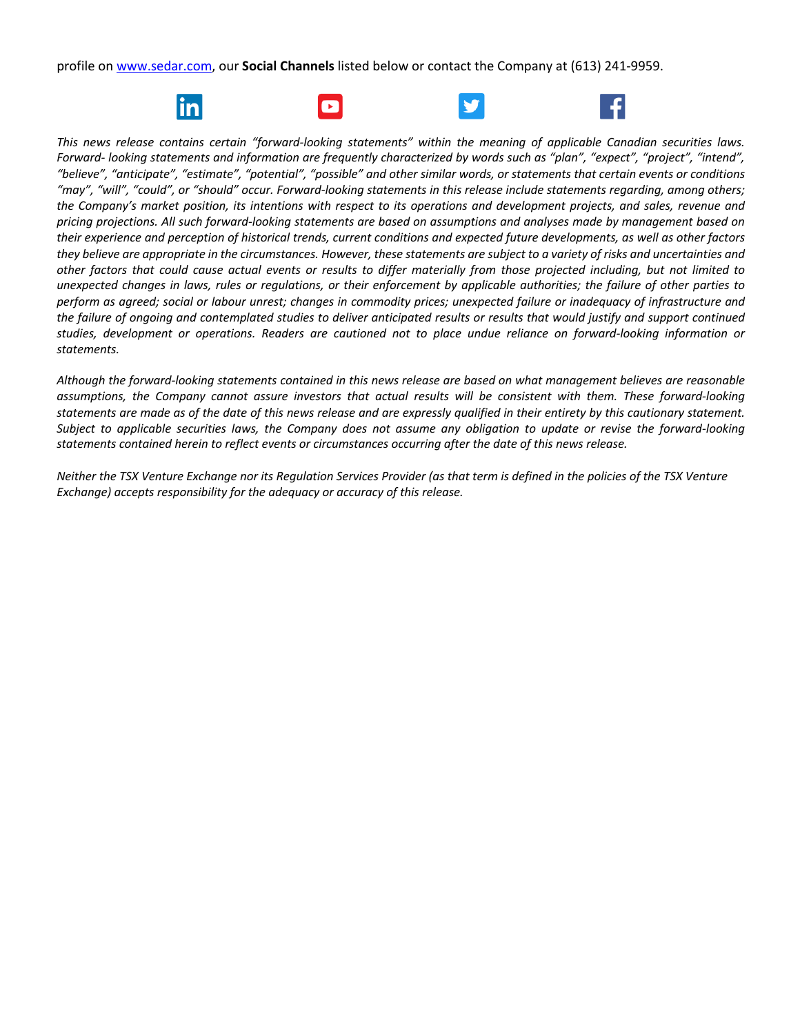profile on [www.sedar.com](www.sedar.com), our **Social Channels** listed below or contact the Company at (613) 241-9959.

*This news release contains certain "forward-looking statements" within the meaning of applicable Canadian securities laws. Forward- looking statements and information are frequently characterized by words such as "plan", "expect", "project", "intend", "believe", "anticipate", "estimate", "potential", "possible" and other similar words, or statements that certain events or conditions "may", "will", "could", or "should" occur. Forward-looking statements in this release include statements regarding, among others; the Company's market position, its intentions with respect to its operations and development projects, and sales, revenue and pricing projections. All such forward-looking statements are based on assumptions and analyses made by management based on their experience and perception of historical trends, current conditions and expected future developments, as well as other factors they believe are appropriate in the circumstances. However, these statements are subject to a variety of risks and uncertainties and other factors that could cause actual events or results to differ materially from those projected including, but not limited to unexpected changes in laws, rules or regulations, or their enforcement by applicable authorities; the failure of other parties to perform as agreed; social or labour unrest; changes in commodity prices; unexpected failure or inadequacy of infrastructure and the failure of ongoing and contemplated studies to deliver anticipated results or results that would justify and support continued studies, development or operations. Readers are cautioned not to place undue reliance on forward-looking information or statements.*

*Although the forward-looking statements contained in this news release are based on what management believes are reasonable assumptions, the Company cannot assure investors that actual results will be consistent with them. These forward-looking statements are made as of the date of this news release and are expressly qualified in their entirety by this cautionary statement. Subject to applicable securities laws, the Company does not assume any obligation to update or revise the forward-looking statements contained herein to reflect events or circumstances occurring after the date of this news release.*

*Neither the TSX Venture Exchange nor its Regulation Services Provider (as that term is defined in the policies of the TSX Venture Exchange) accepts responsibility for the adequacy or accuracy of this release.*